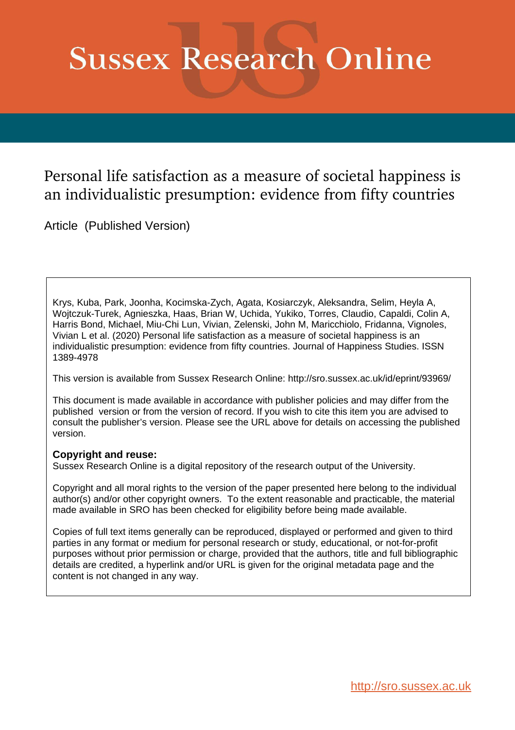# Sussex Research Online

## Personal life satisfaction as a measure of societal happiness is an individualistic presumption: evidence from fifty countries

Article (Published Version)

Krys, Kuba, Park, Joonha, Kocimska-Zych, Agata, Kosiarczyk, Aleksandra, Selim, Heyla A, Wojtczuk-Turek, Agnieszka, Haas, Brian W, Uchida, Yukiko, Torres, Claudio, Capaldi, Colin A, Harris Bond, Michael, Miu-Chi Lun, Vivian, Zelenski, John M, Maricchiolo, Fridanna, Vignoles, Vivian L et al. (2020) Personal life satisfaction as a measure of societal happiness is an individualistic presumption: evidence from fifty countries. Journal of Happiness Studies. ISSN 1389-4978

This version is available from Sussex Research Online: http://sro.sussex.ac.uk/id/eprint/93969/

This document is made available in accordance with publisher policies and may differ from the published version or from the version of record. If you wish to cite this item you are advised to consult the publisher's version. Please see the URL above for details on accessing the published version.

**Copyright and reuse:**
Sussex Research Online is a digital repository of the research output of the University.

Copyright and all moral rights to the version of the paper presented here belong to the individual author(s) and/or other copyright owners. To the extent reasonable and practicable, the material made available in SRO has been checked for eligibility before being made available.

Copies of full text items generally can be reproduced, displayed or performed and given to third parties in any format or medium for personal research or study, educational, or not-for-profit purposes without prior permission or charge, provided that the authors, title and full bibliographic details are credited, a hyperlink and/or URL is given for the original metadata page and the content is not changed in any way.

http://sro.sussex.ac.uk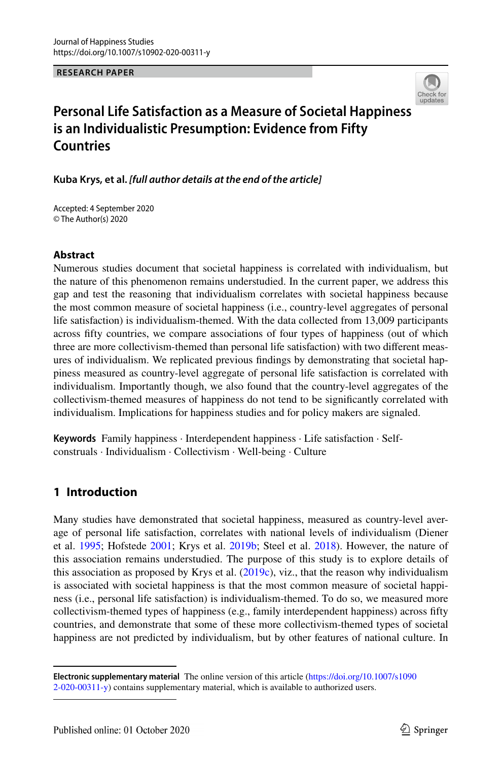Journal of Happiness Studies
https://doi.org/10.1007/s10902-020-00311-y

**RESEARCH PAPER**

# Personal Life Satisfaction as a Measure of Societal Happiness is an Individualistic Presumption: Evidence from Fifty Countries

**Kuba Krys, et al.** ***[full author details at the end of the article]***

Accepted: 4 September 2020
© The Author(s) 2020

## Abstract

Numerous studies document that societal happiness is correlated with individualism, but the nature of this phenomenon remains understudied. In the current paper, we address this gap and test the reasoning that individualism correlates with societal happiness because the most common measure of societal happiness (i.e., country-level aggregates of personal life satisfaction) is individualism-themed. With the data collected from 13,009 participants across fifty countries, we compare associations of four types of happiness (out of which three are more collectivism-themed than personal life satisfaction) with two different measures of individualism. We replicated previous findings by demonstrating that societal happiness measured as country-level aggregate of personal life satisfaction is correlated with individualism. Importantly though, we also found that the country-level aggregates of the collectivism-themed measures of happiness do not tend to be significantly correlated with individualism. Implications for happiness studies and for policy makers are signaled.

**Keywords** Family happiness · Interdependent happiness · Life satisfaction · Self-construals · Individualism · Collectivism · Well-being · Culture

## 1 Introduction

Many studies have demonstrated that societal happiness, measured as country-level average of personal life satisfaction, correlates with national levels of individualism (Diener et al. 1995; Hofstede 2001; Krys et al. 2019b; Steel et al. 2018). However, the nature of this association remains understudied. The purpose of this study is to explore details of this association as proposed by Krys et al. (2019c), viz., that the reason why individualism is associated with societal happiness is that the most common measure of societal happiness (i.e., personal life satisfaction) is individualism-themed. To do so, we measured more collectivism-themed types of happiness (e.g., family interdependent happiness) across fifty countries, and demonstrate that some of these more collectivism-themed types of societal happiness are not predicted by individualism, but by other features of national culture. In

---

**Electronic supplementary material** The online version of this article (https://doi.org/10.1007/s10902-020-00311-y) contains supplementary material, which is available to authorized users.

Published online: 01 October 2020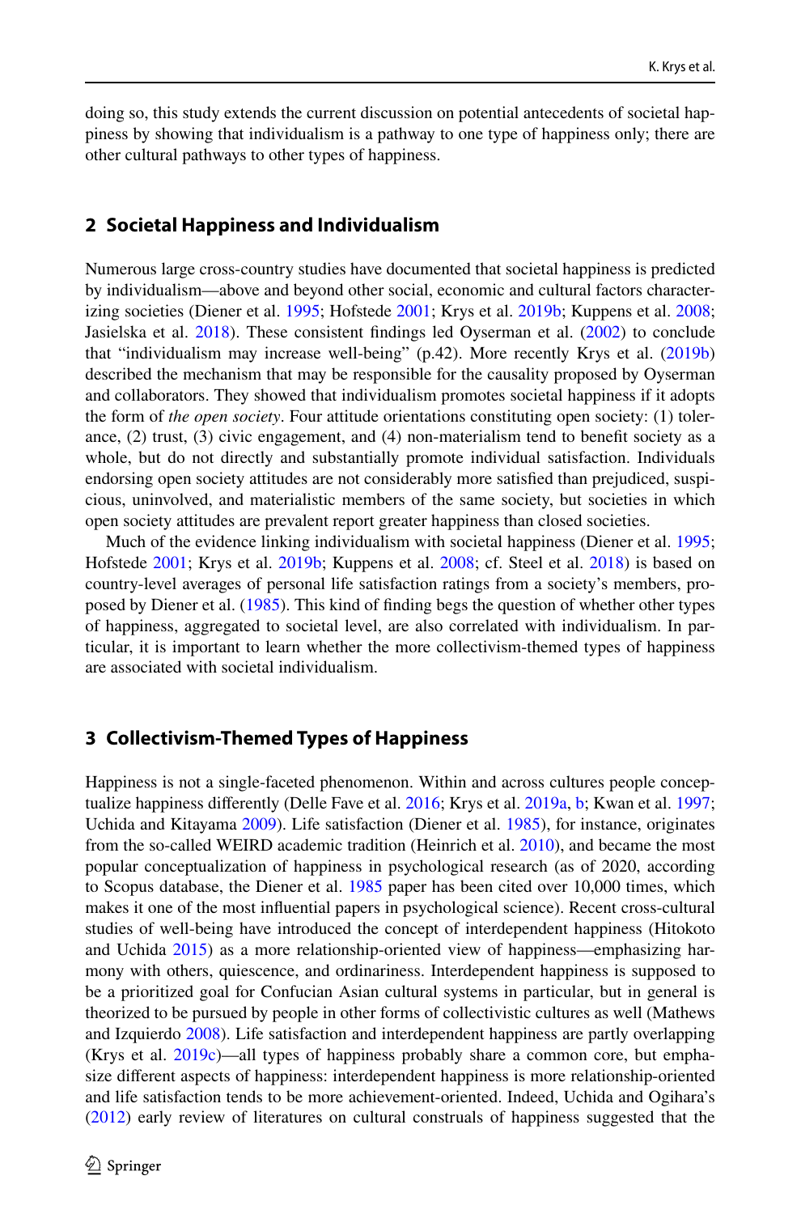doing so, this study extends the current discussion on potential antecedents of societal happiness by showing that individualism is a pathway to one type of happiness only; there are other cultural pathways to other types of happiness.

## 2 Societal Happiness and Individualism

Numerous large cross-country studies have documented that societal happiness is predicted by individualism—above and beyond other social, economic and cultural factors characterizing societies (Diener et al. 1995; Hofstede 2001; Krys et al. 2019b; Kuppens et al. 2008; Jasielska et al. 2018). These consistent findings led Oyserman et al. (2002) to conclude that "individualism may increase well-being" (p.42). More recently Krys et al. (2019b) described the mechanism that may be responsible for the causality proposed by Oyserman and collaborators. They showed that individualism promotes societal happiness if it adopts the form of *the open society*. Four attitude orientations constituting open society: (1) tolerance, (2) trust, (3) civic engagement, and (4) non-materialism tend to benefit society as a whole, but do not directly and substantially promote individual satisfaction. Individuals endorsing open society attitudes are not considerably more satisfied than prejudiced, suspicious, uninvolved, and materialistic members of the same society, but societies in which open society attitudes are prevalent report greater happiness than closed societies.

Much of the evidence linking individualism with societal happiness (Diener et al. 1995; Hofstede 2001; Krys et al. 2019b; Kuppens et al. 2008; cf. Steel et al. 2018) is based on country-level averages of personal life satisfaction ratings from a society's members, proposed by Diener et al. (1985). This kind of finding begs the question of whether other types of happiness, aggregated to societal level, are also correlated with individualism. In particular, it is important to learn whether the more collectivism-themed types of happiness are associated with societal individualism.

## 3 Collectivism-Themed Types of Happiness

Happiness is not a single-faceted phenomenon. Within and across cultures people conceptualize happiness differently (Delle Fave et al. 2016; Krys et al. 2019a, b; Kwan et al. 1997; Uchida and Kitayama 2009). Life satisfaction (Diener et al. 1985), for instance, originates from the so-called WEIRD academic tradition (Heinrich et al. 2010), and became the most popular conceptualization of happiness in psychological research (as of 2020, according to Scopus database, the Diener et al. 1985 paper has been cited over 10,000 times, which makes it one of the most influential papers in psychological science). Recent cross-cultural studies of well-being have introduced the concept of interdependent happiness (Hitokoto and Uchida 2015) as a more relationship-oriented view of happiness—emphasizing harmony with others, quiescence, and ordinariness. Interdependent happiness is supposed to be a prioritized goal for Confucian Asian cultural systems in particular, but in general is theorized to be pursued by people in other forms of collectivistic cultures as well (Mathews and Izquierdo 2008). Life satisfaction and interdependent happiness are partly overlapping (Krys et al. 2019c)—all types of happiness probably share a common core, but emphasize different aspects of happiness: interdependent happiness is more relationship-oriented and life satisfaction tends to be more achievement-oriented. Indeed, Uchida and Ogihara's (2012) early review of literatures on cultural construals of happiness suggested that the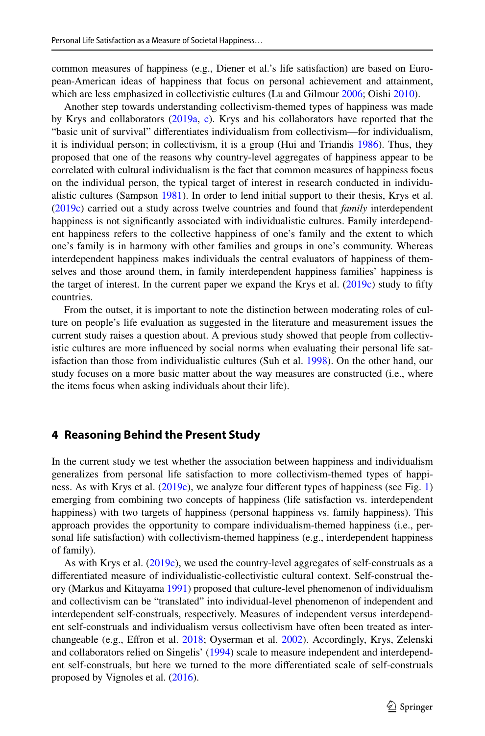common measures of happiness (e.g., Diener et al.'s life satisfaction) are based on European-American ideas of happiness that focus on personal achievement and attainment, which are less emphasized in collectivistic cultures (Lu and Gilmour 2006; Oishi 2010).

Another step towards understanding collectivism-themed types of happiness was made by Krys and collaborators (2019a, c). Krys and his collaborators have reported that the "basic unit of survival" differentiates individualism from collectivism—for individualism, it is individual person; in collectivism, it is a group (Hui and Triandis 1986). Thus, they proposed that one of the reasons why country-level aggregates of happiness appear to be correlated with cultural individualism is the fact that common measures of happiness focus on the individual person, the typical target of interest in research conducted in individualistic cultures (Sampson 1981). In order to lend initial support to their thesis, Krys et al. (2019c) carried out a study across twelve countries and found that *family* interdependent happiness is not significantly associated with individualistic cultures. Family interdependent happiness refers to the collective happiness of one's family and the extent to which one's family is in harmony with other families and groups in one's community. Whereas interdependent happiness makes individuals the central evaluators of happiness of themselves and those around them, in family interdependent happiness families' happiness is the target of interest. In the current paper we expand the Krys et al. (2019c) study to fifty countries.

From the outset, it is important to note the distinction between moderating roles of culture on people's life evaluation as suggested in the literature and measurement issues the current study raises a question about. A previous study showed that people from collectivistic cultures are more influenced by social norms when evaluating their personal life satisfaction than those from individualistic cultures (Suh et al. 1998). On the other hand, our study focuses on a more basic matter about the way measures are constructed (i.e., where the items focus when asking individuals about their life).

## 4 Reasoning Behind the Present Study

In the current study we test whether the association between happiness and individualism generalizes from personal life satisfaction to more collectivism-themed types of happiness. As with Krys et al. (2019c), we analyze four different types of happiness (see Fig. 1) emerging from combining two concepts of happiness (life satisfaction vs. interdependent happiness) with two targets of happiness (personal happiness vs. family happiness). This approach provides the opportunity to compare individualism-themed happiness (i.e., personal life satisfaction) with collectivism-themed happiness (e.g., interdependent happiness of family).

As with Krys et al. (2019c), we used the country-level aggregates of self-construals as a differentiated measure of individualistic-collectivistic cultural context. Self-construal theory (Markus and Kitayama 1991) proposed that culture-level phenomenon of individualism and collectivism can be "translated" into individual-level phenomenon of independent and interdependent self-construals, respectively. Measures of independent versus interdependent self-construals and individualism versus collectivism have often been treated as interchangeable (e.g., Effron et al. 2018; Oyserman et al. 2002). Accordingly, Krys, Zelenski and collaborators relied on Singelis' (1994) scale to measure independent and interdependent self-construals, but here we turned to the more differentiated scale of self-construals proposed by Vignoles et al. (2016).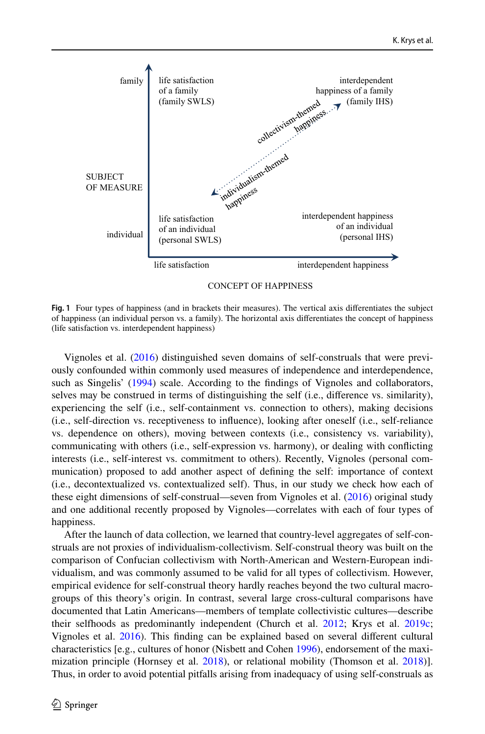Fig. 1 Four types of happiness (and in brackets their measures). The vertical axis differentiates the subject of happiness (an individual person vs. a family). The horizontal axis differentiates the concept of happiness (life satisfaction vs. interdependent happiness)

Vignoles et al. (2016) distinguished seven domains of self-construals that were previously confounded within commonly used measures of independence and interdependence, such as Singelis' (1994) scale. According to the findings of Vignoles and collaborators, selves may be construed in terms of distinguishing the self (i.e., difference vs. similarity), experiencing the self (i.e., self-containment vs. connection to others), making decisions (i.e., self-direction vs. receptiveness to influence), looking after oneself (i.e., self-reliance vs. dependence on others), moving between contexts (i.e., consistency vs. variability), communicating with others (i.e., self-expression vs. harmony), or dealing with conflicting interests (i.e., self-interest vs. commitment to others). Recently, Vignoles (personal communication) proposed to add another aspect of defining the self: importance of context (i.e., decontextualized vs. contextualized self). Thus, in our study we check how each of these eight dimensions of self-construal—seven from Vignoles et al. (2016) original study and one additional recently proposed by Vignoles—correlates with each of four types of happiness.

After the launch of data collection, we learned that country-level aggregates of self-construals are not proxies of individualism-collectivism. Self-construal theory was built on the comparison of Confucian collectivism with North-American and Western-European individualism, and was commonly assumed to be valid for all types of collectivism. However, empirical evidence for self-construal theory hardly reaches beyond the two cultural macro-groups of this theory's origin. In contrast, several large cross-cultural comparisons have documented that Latin Americans—members of template collectivistic cultures—describe their selfhoods as predominantly independent (Church et al. 2012; Krys et al. 2019c; Vignoles et al. 2016). This finding can be explained based on several different cultural characteristics [e.g., cultures of honor (Nisbett and Cohen 1996), endorsement of the maximization principle (Hornsey et al. 2018), or relational mobility (Thomson et al. 2018)]. Thus, in order to avoid potential pitfalls arising from inadequacy of using self-construals as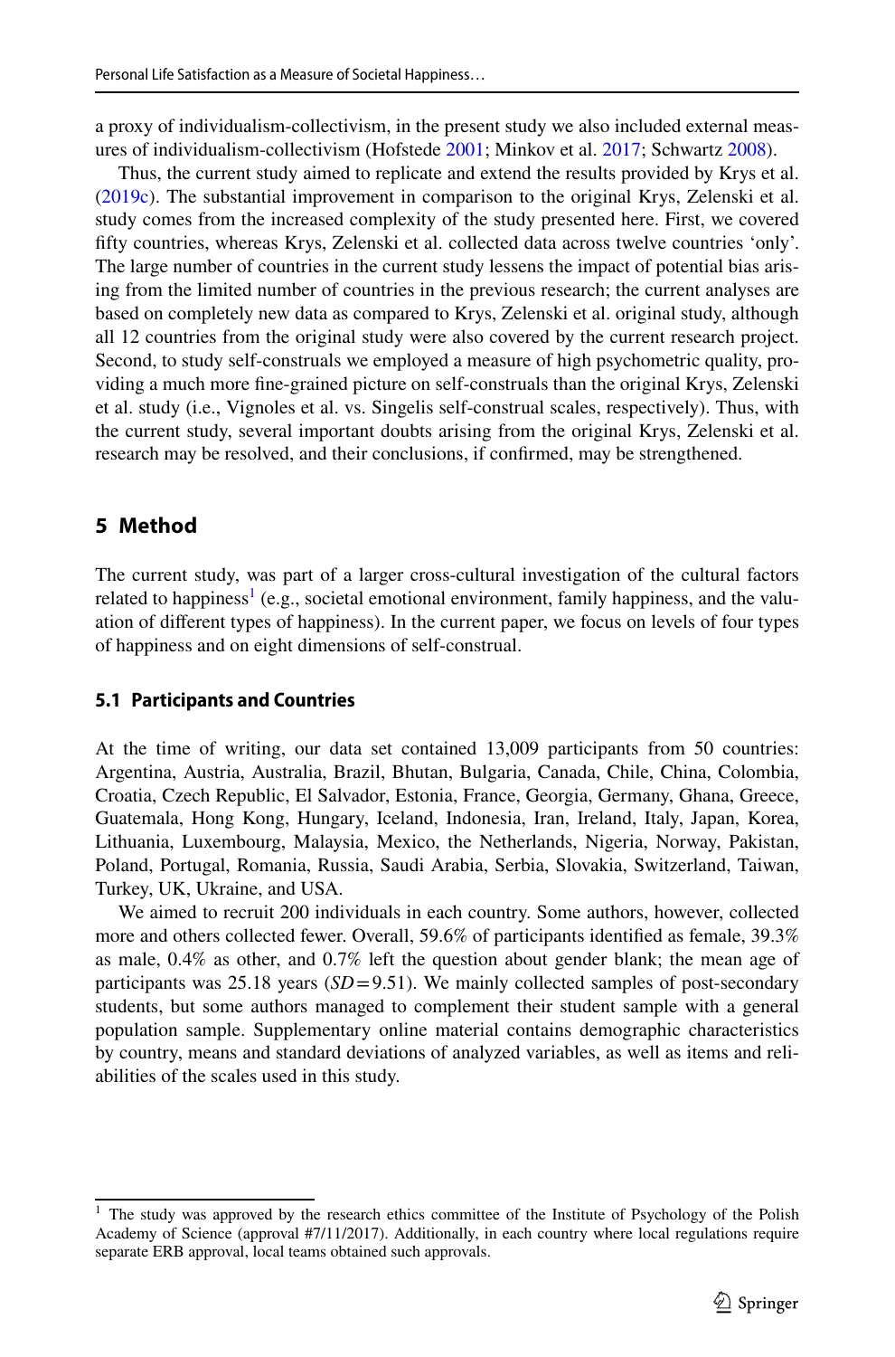a proxy of individualism-collectivism, in the present study we also included external measures of individualism-collectivism (Hofstede 2001; Minkov et al. 2017; Schwartz 2008).

Thus, the current study aimed to replicate and extend the results provided by Krys et al. (2019c). The substantial improvement in comparison to the original Krys, Zelenski et al. study comes from the increased complexity of the study presented here. First, we covered fifty countries, whereas Krys, Zelenski et al. collected data across twelve countries 'only'. The large number of countries in the current study lessens the impact of potential bias arising from the limited number of countries in the previous research; the current analyses are based on completely new data as compared to Krys, Zelenski et al. original study, although all 12 countries from the original study were also covered by the current research project. Second, to study self-construals we employed a measure of high psychometric quality, providing a much more fine-grained picture on self-construals than the original Krys, Zelenski et al. study (i.e., Vignoles et al. vs. Singelis self-construal scales, respectively). Thus, with the current study, several important doubts arising from the original Krys, Zelenski et al. research may be resolved, and their conclusions, if confirmed, may be strengthened.

## 5 Method

The current study, was part of a larger cross-cultural investigation of the cultural factors related to happiness[1] (e.g., societal emotional environment, family happiness, and the valuation of different types of happiness). In the current paper, we focus on levels of four types of happiness and on eight dimensions of self-construal.

### 5.1 Participants and Countries

At the time of writing, our data set contained 13,009 participants from 50 countries: Argentina, Austria, Australia, Brazil, Bhutan, Bulgaria, Canada, Chile, China, Colombia, Croatia, Czech Republic, El Salvador, Estonia, France, Georgia, Germany, Ghana, Greece, Guatemala, Hong Kong, Hungary, Iceland, Indonesia, Iran, Ireland, Italy, Japan, Korea, Lithuania, Luxembourg, Malaysia, Mexico, the Netherlands, Nigeria, Norway, Pakistan, Poland, Portugal, Romania, Russia, Saudi Arabia, Serbia, Slovakia, Switzerland, Taiwan, Turkey, UK, Ukraine, and USA.

We aimed to recruit 200 individuals in each country. Some authors, however, collected more and others collected fewer. Overall, 59.6% of participants identified as female, 39.3% as male, 0.4% as other, and 0.7% left the question about gender blank; the mean age of participants was 25.18 years ($SD = 9.51$). We mainly collected samples of post-secondary students, but some authors managed to complement their student sample with a general population sample. Supplementary online material contains demographic characteristics by country, means and standard deviations of analyzed variables, as well as items and reliabilities of the scales used in this study.

[1] The study was approved by the research ethics committee of the Institute of Psychology of the Polish Academy of Science (approval #7/11/2017). Additionally, in each country where local regulations require separate ERB approval, local teams obtained such approvals.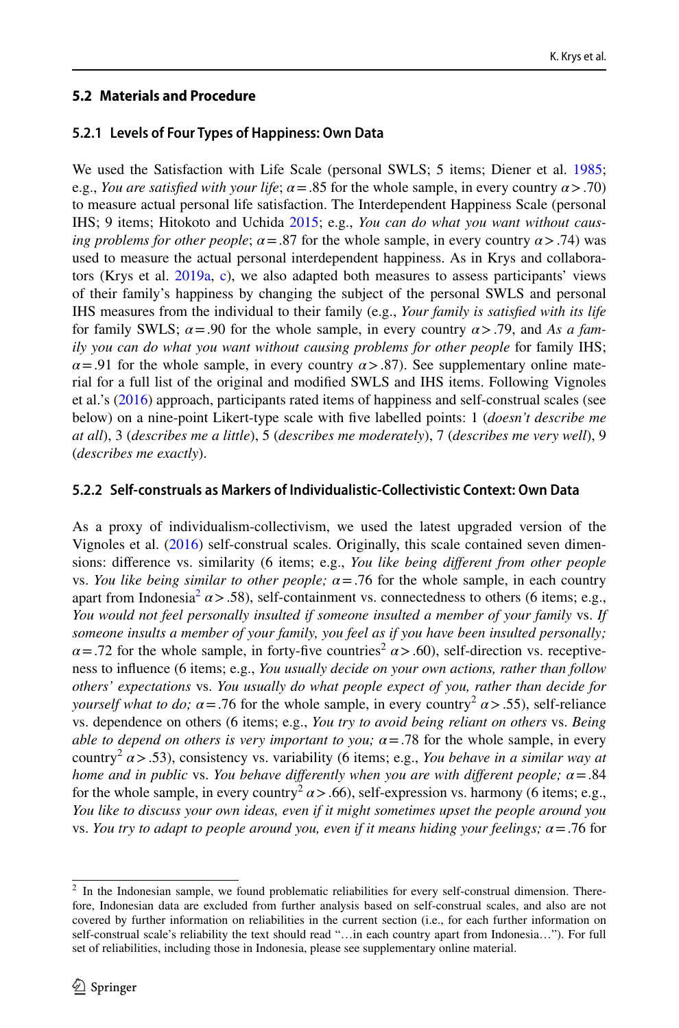### 5.2 Materials and Procedure

#### 5.2.1 Levels of Four Types of Happiness: Own Data

We used the Satisfaction with Life Scale (personal SWLS; 5 items; Diener et al. 1985; e.g., *You are satisfied with your life*; $\alpha = .85$ for the whole sample, in every country $\alpha > .70$) to measure actual personal life satisfaction. The Interdependent Happiness Scale (personal IHS; 9 items; Hitokoto and Uchida 2015; e.g., *You can do what you want without causing problems for other people*; $\alpha = .87$ for the whole sample, in every country $\alpha > .74$) was used to measure the actual personal interdependent happiness. As in Krys and collaborators (Krys et al. 2019a, c), we also adapted both measures to assess participants' views of their family's happiness by changing the subject of the personal SWLS and personal IHS measures from the individual to their family (e.g., *Your family is satisfied with its life* for family SWLS; $\alpha = .90$ for the whole sample, in every country $\alpha > .79$, and *As a family you can do what you want without causing problems for other people* for family IHS; $\alpha = .91$ for the whole sample, in every country $\alpha > .87$). See supplementary online material for a full list of the original and modified SWLS and IHS items. Following Vignoles et al.'s (2016) approach, participants rated items of happiness and self-construal scales (see below) on a nine-point Likert-type scale with five labelled points: 1 (*doesn't describe me at all*), 3 (*describes me a little*), 5 (*describes me moderately*), 7 (*describes me very well*), 9 (*describes me exactly*).

#### 5.2.2 Self-construals as Markers of Individualistic-Collectivistic Context: Own Data

As a proxy of individualism-collectivism, we used the latest upgraded version of the Vignoles et al. (2016) self-construal scales. Originally, this scale contained seven dimensions: difference vs. similarity (6 items; e.g., *You like being different from other people* vs. *You like being similar to other people;* $\alpha = .76$ for the whole sample, in each country apart from Indonesia[2] $\alpha > .58$), self-containment vs. connectedness to others (6 items; e.g., *You would not feel personally insulted if someone insulted a member of your family* vs. *If someone insults a member of your family, you feel as if you have been insulted personally;* $\alpha = .72$ for the whole sample, in forty-five countries[2] $\alpha > .60$), self-direction vs. receptiveness to influence (6 items; e.g., *You usually decide on your own actions, rather than follow others' expectations* vs. *You usually do what people expect of you, rather than decide for yourself what to do;* $\alpha = .76$ for the whole sample, in every country[2] $\alpha > .55$), self-reliance vs. dependence on others (6 items; e.g., *You try to avoid being reliant on others* vs. *Being able to depend on others is very important to you;* $\alpha = .78$ for the whole sample, in every country[2] $\alpha > .53$), consistency vs. variability (6 items; e.g., *You behave in a similar way at home and in public* vs. *You behave differently when you are with different people;* $\alpha = .84$ for the whole sample, in every country[2] $\alpha > .66$), self-expression vs. harmony (6 items; e.g., *You like to discuss your own ideas, even if it might sometimes upset the people around you* vs. *You try to adapt to people around you, even if it means hiding your feelings;* $\alpha = .76$ for

[2] In the Indonesian sample, we found problematic reliabilities for every self-construal dimension. Therefore, Indonesian data are excluded from further analysis based on self-construal scales, and also are not covered by further information on reliabilities in the current section (i.e., for each further information on self-construal scale's reliability the text should read "…in each country apart from Indonesia…"). For full set of reliabilities, including those in Indonesia, please see supplementary online material.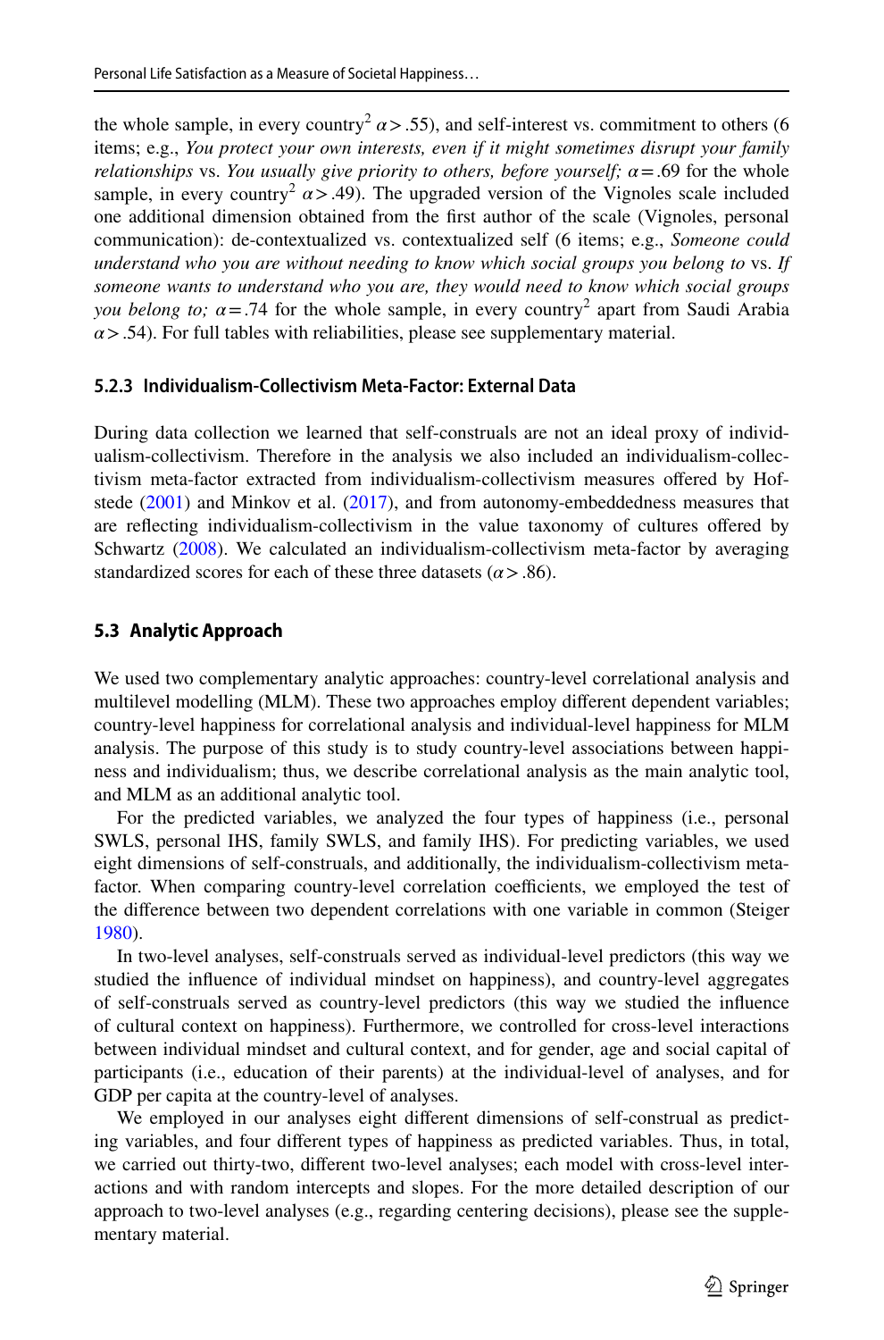the whole sample, in every country[2] $\alpha > .55$), and self-interest vs. commitment to others (6 items; e.g., *You protect your own interests, even if it might sometimes disrupt your family relationships* vs. *You usually give priority to others, before yourself;* $\alpha = .69$ for the whole sample, in every country[2] $\alpha > .49$). The upgraded version of the Vignoles scale included one additional dimension obtained from the first author of the scale (Vignoles, personal communication): de-contextualized vs. contextualized self (6 items; e.g., *Someone could understand who you are without needing to know which social groups you belong to* vs. *If someone wants to understand who you are, they would need to know which social groups you belong to;* $\alpha = .74$ for the whole sample, in every country[2] apart from Saudi Arabia $\alpha > .54$). For full tables with reliabilities, please see supplementary material.

#### 5.2.3 Individualism-Collectivism Meta-Factor: External Data

During data collection we learned that self-construals are not an ideal proxy of individualism-collectivism. Therefore in the analysis we also included an individualism-collectivism meta-factor extracted from individualism-collectivism measures offered by Hofstede (2001) and Minkov et al. (2017), and from autonomy-embeddedness measures that are reflecting individualism-collectivism in the value taxonomy of cultures offered by Schwartz (2008). We calculated an individualism-collectivism meta-factor by averaging standardized scores for each of these three datasets ($\alpha > .86$).

### 5.3 Analytic Approach

We used two complementary analytic approaches: country-level correlational analysis and multilevel modelling (MLM). These two approaches employ different dependent variables; country-level happiness for correlational analysis and individual-level happiness for MLM analysis. The purpose of this study is to study country-level associations between happiness and individualism; thus, we describe correlational analysis as the main analytic tool, and MLM as an additional analytic tool.

For the predicted variables, we analyzed the four types of happiness (i.e., personal SWLS, personal IHS, family SWLS, and family IHS). For predicting variables, we used eight dimensions of self-construals, and additionally, the individualism-collectivism meta-factor. When comparing country-level correlation coefficients, we employed the test of the difference between two dependent correlations with one variable in common (Steiger 1980).

In two-level analyses, self-construals served as individual-level predictors (this way we studied the influence of individual mindset on happiness), and country-level aggregates of self-construals served as country-level predictors (this way we studied the influence of cultural context on happiness). Furthermore, we controlled for cross-level interactions between individual mindset and cultural context, and for gender, age and social capital of participants (i.e., education of their parents) at the individual-level of analyses, and for GDP per capita at the country-level of analyses.

We employed in our analyses eight different dimensions of self-construal as predicting variables, and four different types of happiness as predicted variables. Thus, in total, we carried out thirty-two, different two-level analyses; each model with cross-level interactions and with random intercepts and slopes. For the more detailed description of our approach to two-level analyses (e.g., regarding centering decisions), please see the supplementary material.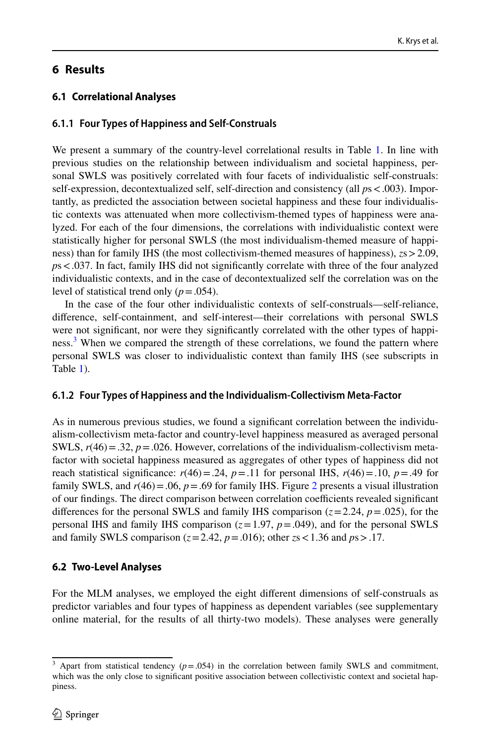## 6 Results

### 6.1 Correlational Analyses

#### 6.1.1 Four Types of Happiness and Self-Construals

We present a summary of the country-level correlational results in Table 1. In line with previous studies on the relationship between individualism and societal happiness, personal SWLS was positively correlated with four facets of individualistic self-construals: self-expression, decontextualized self, self-direction and consistency (all *p*s < .003). Importantly, as predicted the association between societal happiness and these four individualistic contexts was attenuated when more collectivism-themed types of happiness were analyzed. For each of the four dimensions, the correlations with individualistic context were statistically higher for personal SWLS (the most individualism-themed measure of happiness) than for family IHS (the most collectivism-themed measures of happiness), *z*s > 2.09, *p*s < .037. In fact, family IHS did not significantly correlate with three of the four analyzed individualistic contexts, and in the case of decontextualized self the correlation was on the level of statistical trend only ($p = .054$).

In the case of the four other individualistic contexts of self-construals—self-reliance, difference, self-containment, and self-interest—their correlations with personal SWLS were not significant, nor were they significantly correlated with the other types of happiness.[3] When we compared the strength of these correlations, we found the pattern where personal SWLS was closer to individualistic context than family IHS (see subscripts in Table 1).

#### 6.1.2 Four Types of Happiness and the Individualism-Collectivism Meta-Factor

As in numerous previous studies, we found a significant correlation between the individualism-collectivism meta-factor and country-level happiness measured as averaged personal SWLS, $r(46) = .32$, $p = .026$. However, correlations of the individualism-collectivism meta-factor with societal happiness measured as aggregates of other types of happiness did not reach statistical significance: $r(46) = .24$, $p = .11$ for personal IHS, $r(46) = .10$, $p = .49$ for family SWLS, and $r(46) = .06$, $p = .69$ for family IHS. Figure 2 presents a visual illustration of our findings. The direct comparison between correlation coefficients revealed significant differences for the personal SWLS and family IHS comparison ($z = 2.24$, $p = .025$), for the personal IHS and family IHS comparison ($z = 1.97$, $p = .049$), and for the personal SWLS and family SWLS comparison ($z = 2.42$, $p = .016$); other *z*s < 1.36 and *p*s > .17.

### 6.2 Two-Level Analyses

For the MLM analyses, we employed the eight different dimensions of self-construals as predictor variables and four types of happiness as dependent variables (see supplementary online material, for the results of all thirty-two models). These analyses were generally

[3] Apart from statistical tendency ($p = .054$) in the correlation between family SWLS and commitment, which was the only close to significant positive association between collectivistic context and societal happiness.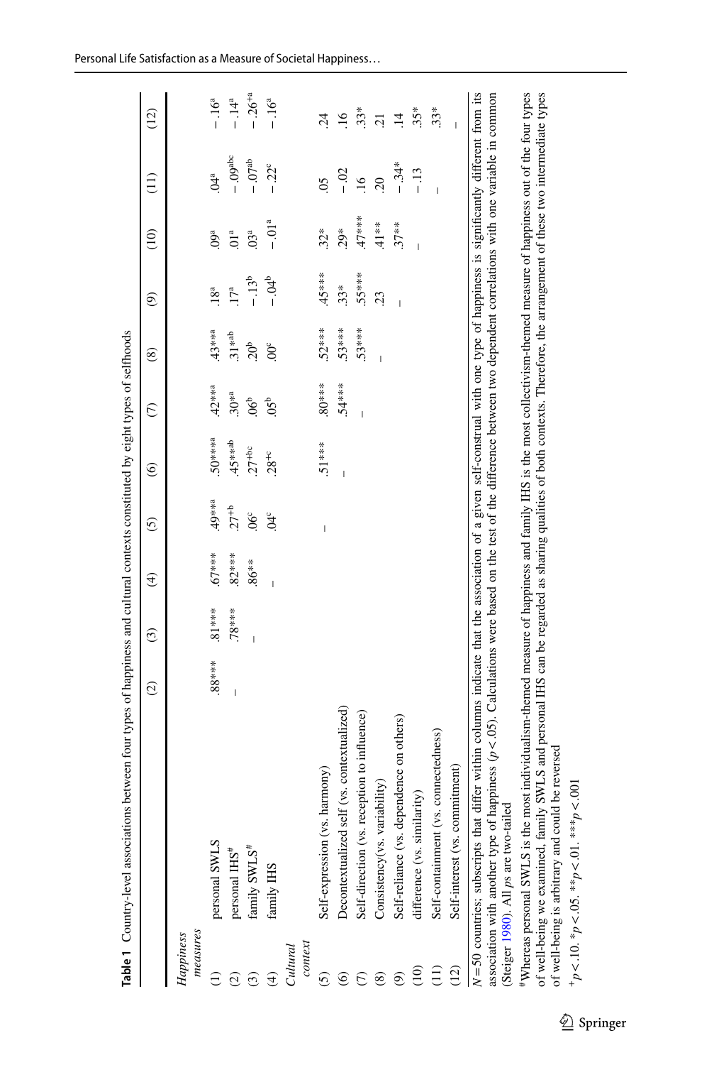**Table 1** Country-level associations between four types of happiness and cultural contexts constituted by eight types of selfhoods

| | | (2) | (3) | (4) | (5) | (6) | (7) | (8) | (9) | (10) | (11) | (12) |
|---|---|---|---|---|---|---|---|---|---|---|---|---|
| *Happiness measures* | | | | | | | | | | | | |
| (1) | personal SWLS | .88*** | .81*** | .67*** | .49**[a] | .50***[a] | .42***[a] | .43**[a] | .18[a] | .09[a] | .04[a] | − .16[a] |
| (2) | personal IHS[#] | – | .78*** | .82*** | .27+[b] | .45**[ab] | .30*[a] | .31*[ab] | .17[a] | .01[a] | − .09[abc] | − .14[a] |
| (3) | family SWLS[#] | | – | .86*** | .06[c] | .27+[bc] | .06[b] | .20[b] | − .13[b] | .03[a] | − .07[ab] | − .26+[a] |
| (4) | family IHS | | | – | .04[c] | .28+[c] | .05[b] | .00[c] | − .04[b] | − .01[a] | − .22[c] | − .16[a] |
| *Cultural context* | | | | | | | | | | | | |
| (5) | Self-expression (vs. harmony) | | | | – | .51*** | .80*** | .52*** | .45*** | .32* | .05 | .24 |
| (6) | Decontextualized self (vs. contextualized) | | | | | – | .54*** | .53*** | .33* | .29* | − .02 | .16 |
| (7) | Self-direction (vs. reception to influence) | | | | | | – | .53*** | .55*** | .47*** | .16 | .33* |
| (8) | Consistency(vs. variability) | | | | | | | – | .23 | .41** | .20 | .21 |
| (9) | Self-reliance (vs. dependence on others) | | | | | | | | – | .37** | − .34* | .14 |
| (10) | difference (vs. similarity) | | | | | | | | | – | − .13 | .35* |
| (11) | Self-containment (vs. connectedness) | | | | | | | | | | – | .33* |
| (12) | Self-interest (vs. commitment) | | | | | | | | | | | – |

*N* = 50 countries; subscripts that differ within columns indicate that the association of a given self-construal with one type of happiness is significantly different from its association with another type of happiness ($p < .05$). Calculations were based on the test of the difference between two dependent correlations with one variable in common (Steiger 1980). All *p*s are two-tailed

[#]Whereas personal SWLS is the most individualism-themed measure of happiness and family IHS is the most collectivism-themed measure of happiness out of the four types of well-being we examined, family SWLS and personal IHS can be regarded as sharing qualities of both contexts. Therefore, the arrangement of these two intermediate types of well-being is arbitrary and could be reversed

$^{+}p < .10$. $^{*}p < .05$. $^{**}p < .01$. $^{***}p < .001$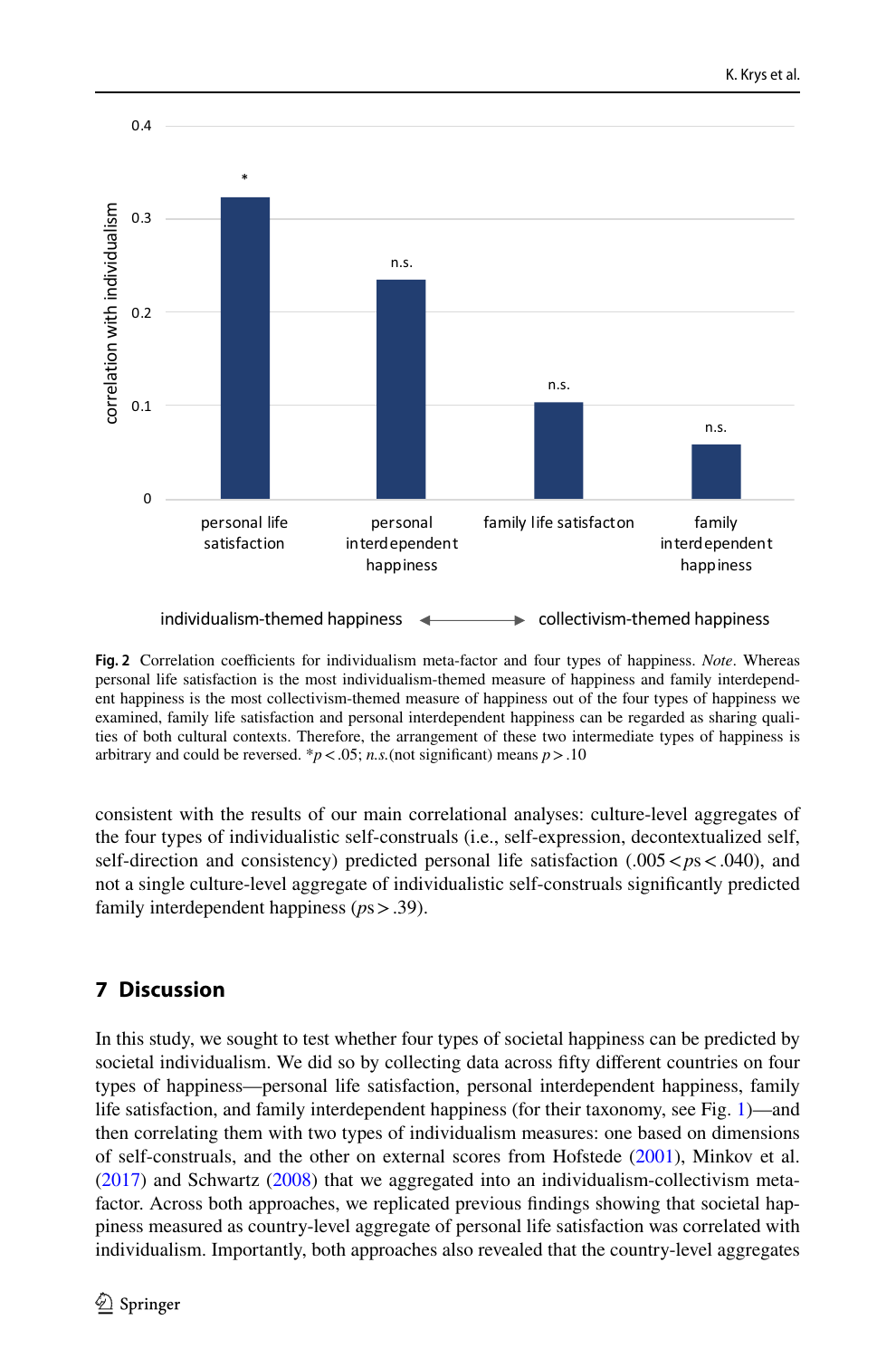Fig. 2 Correlation coefficients for individualism meta-factor and four types of happiness. *Note*. Whereas personal life satisfaction is the most individualism-themed measure of happiness and family interdependent happiness is the most collectivism-themed measure of happiness out of the four types of happiness we examined, family life satisfaction and personal interdependent happiness can be regarded as sharing qualities of both cultural contexts. Therefore, the arrangement of these two intermediate types of happiness is arbitrary and could be reversed. $^*p < .05$; *n.s.*(not significant) means $p > .10$

consistent with the results of our main correlational analyses: culture-level aggregates of the four types of individualistic self-construals (i.e., self-expression, decontextualized self, self-direction and consistency) predicted personal life satisfaction ($.005 < ps < .040$), and not a single culture-level aggregate of individualistic self-construals significantly predicted family interdependent happiness ($ps > .39$).

## 7 Discussion

In this study, we sought to test whether four types of societal happiness can be predicted by societal individualism. We did so by collecting data across fifty different countries on four types of happiness—personal life satisfaction, personal interdependent happiness, family life satisfaction, and family interdependent happiness (for their taxonomy, see Fig. 1)—and then correlating them with two types of individualism measures: one based on dimensions of self-construals, and the other on external scores from Hofstede (2001), Minkov et al. (2017) and Schwartz (2008) that we aggregated into an individualism-collectivism meta-factor. Across both approaches, we replicated previous findings showing that societal happiness measured as country-level aggregate of personal life satisfaction was correlated with individualism. Importantly, both approaches also revealed that the country-level aggregates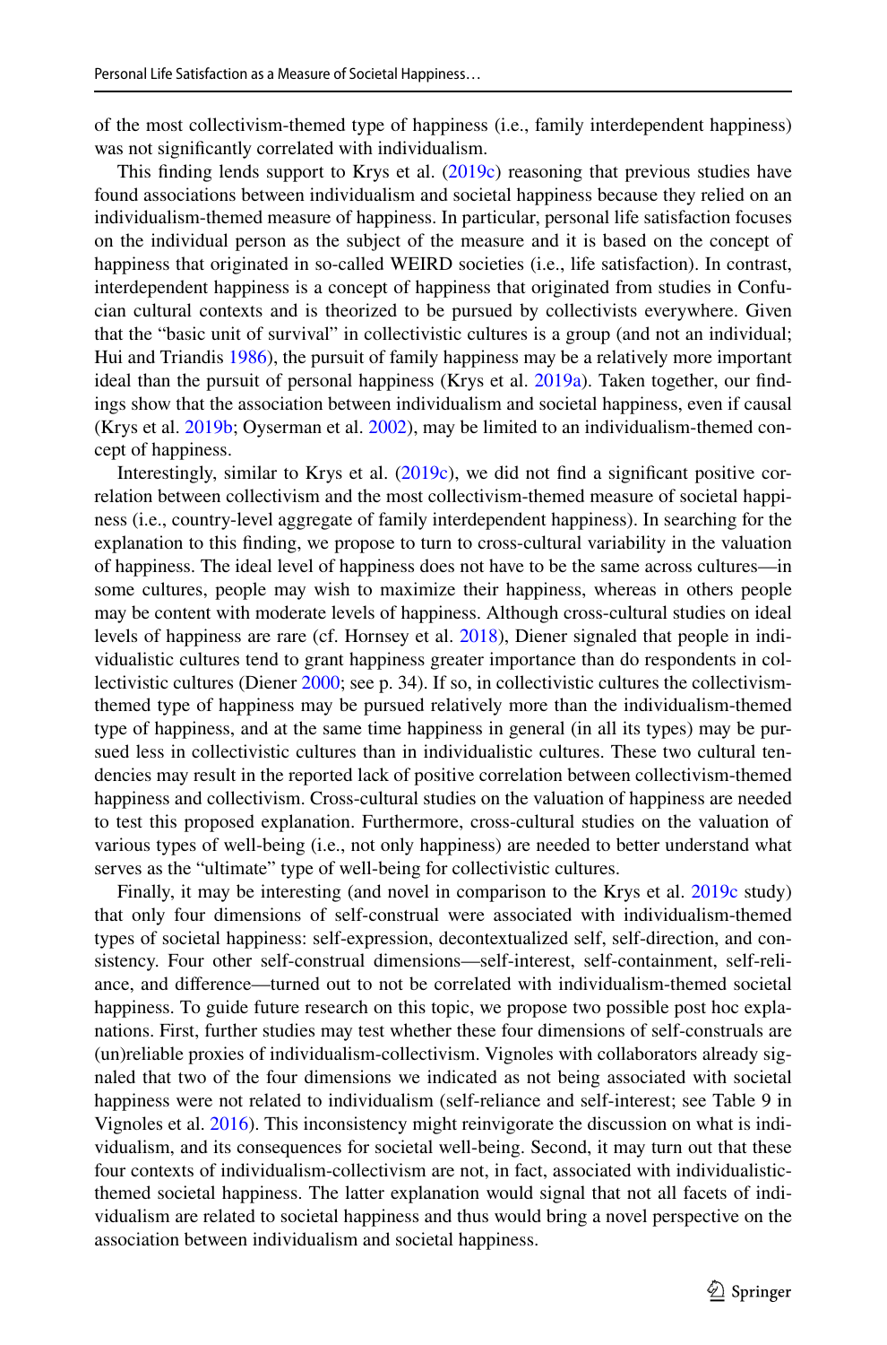of the most collectivism-themed type of happiness (i.e., family interdependent happiness) was not significantly correlated with individualism.

This finding lends support to Krys et al. (2019c) reasoning that previous studies have found associations between individualism and societal happiness because they relied on an individualism-themed measure of happiness. In particular, personal life satisfaction focuses on the individual person as the subject of the measure and it is based on the concept of happiness that originated in so-called WEIRD societies (i.e., life satisfaction). In contrast, interdependent happiness is a concept of happiness that originated from studies in Confucian cultural contexts and is theorized to be pursued by collectivists everywhere. Given that the "basic unit of survival" in collectivistic cultures is a group (and not an individual; Hui and Triandis 1986), the pursuit of family happiness may be a relatively more important ideal than the pursuit of personal happiness (Krys et al. 2019a). Taken together, our findings show that the association between individualism and societal happiness, even if causal (Krys et al. 2019b; Oyserman et al. 2002), may be limited to an individualism-themed concept of happiness.

Interestingly, similar to Krys et al. (2019c), we did not find a significant positive correlation between collectivism and the most collectivism-themed measure of societal happiness (i.e., country-level aggregate of family interdependent happiness). In searching for the explanation to this finding, we propose to turn to cross-cultural variability in the valuation of happiness. The ideal level of happiness does not have to be the same across cultures—in some cultures, people may wish to maximize their happiness, whereas in others people may be content with moderate levels of happiness. Although cross-cultural studies on ideal levels of happiness are rare (cf. Hornsey et al. 2018), Diener signaled that people in individualistic cultures tend to grant happiness greater importance than do respondents in collectivistic cultures (Diener 2000; see p. 34). If so, in collectivistic cultures the collectivism-themed type of happiness may be pursued relatively more than the individualism-themed type of happiness, and at the same time happiness in general (in all its types) may be pursued less in collectivistic cultures than in individualistic cultures. These two cultural tendencies may result in the reported lack of positive correlation between collectivism-themed happiness and collectivism. Cross-cultural studies on the valuation of happiness are needed to test this proposed explanation. Furthermore, cross-cultural studies on the valuation of various types of well-being (i.e., not only happiness) are needed to better understand what serves as the "ultimate" type of well-being for collectivistic cultures.

Finally, it may be interesting (and novel in comparison to the Krys et al. 2019c study) that only four dimensions of self-construal were associated with individualism-themed types of societal happiness: self-expression, decontextualized self, self-direction, and consistency. Four other self-construal dimensions—self-interest, self-containment, self-reliance, and difference—turned out to not be correlated with individualism-themed societal happiness. To guide future research on this topic, we propose two possible post hoc explanations. First, further studies may test whether these four dimensions of self-construals are (un)reliable proxies of individualism-collectivism. Vignoles with collaborators already signaled that two of the four dimensions we indicated as not being associated with societal happiness were not related to individualism (self-reliance and self-interest; see Table 9 in Vignoles et al. 2016). This inconsistency might reinvigorate the discussion on what is individualism, and its consequences for societal well-being. Second, it may turn out that these four contexts of individualism-collectivism are not, in fact, associated with individualistic-themed societal happiness. The latter explanation would signal that not all facets of individualism are related to societal happiness and thus would bring a novel perspective on the association between individualism and societal happiness.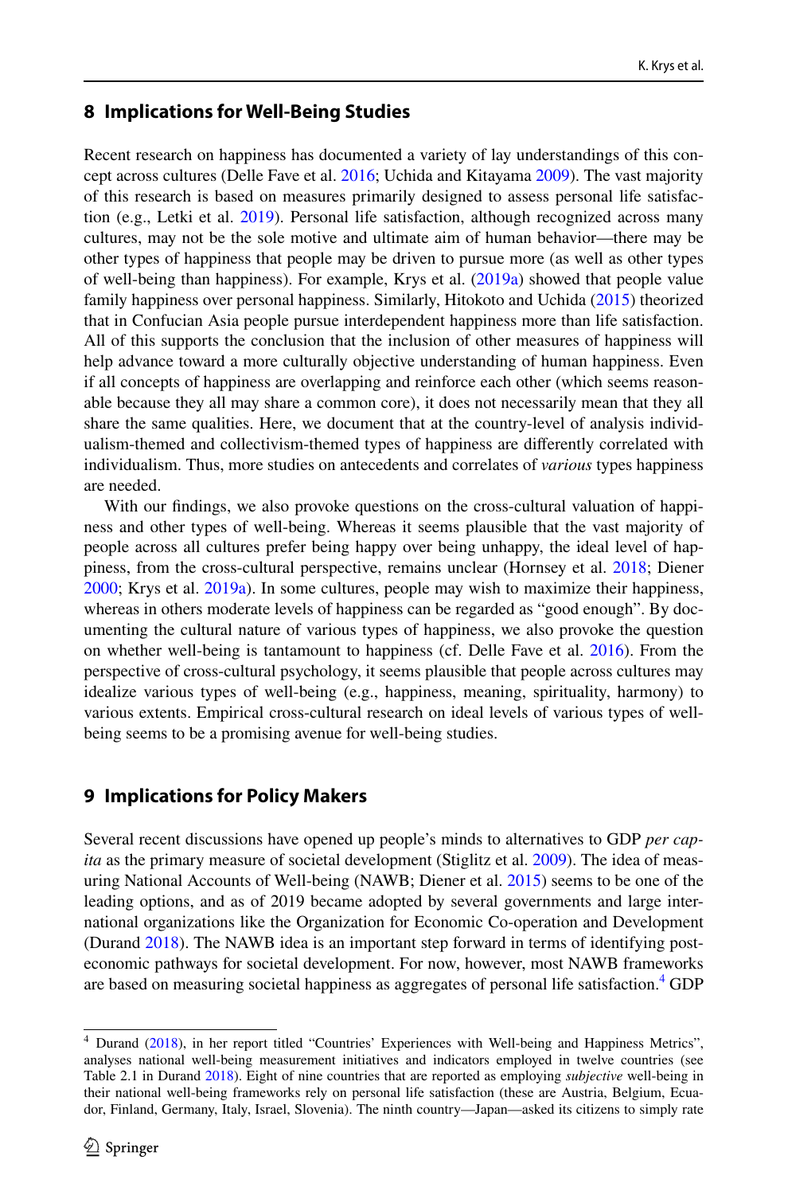## 8 Implications for Well-Being Studies

Recent research on happiness has documented a variety of lay understandings of this concept across cultures (Delle Fave et al. 2016; Uchida and Kitayama 2009). The vast majority of this research is based on measures primarily designed to assess personal life satisfaction (e.g., Letki et al. 2019). Personal life satisfaction, although recognized across many cultures, may not be the sole motive and ultimate aim of human behavior—there may be other types of happiness that people may be driven to pursue more (as well as other types of well-being than happiness). For example, Krys et al. (2019a) showed that people value family happiness over personal happiness. Similarly, Hitokoto and Uchida (2015) theorized that in Confucian Asia people pursue interdependent happiness more than life satisfaction. All of this supports the conclusion that the inclusion of other measures of happiness will help advance toward a more culturally objective understanding of human happiness. Even if all concepts of happiness are overlapping and reinforce each other (which seems reasonable because they all may share a common core), it does not necessarily mean that they all share the same qualities. Here, we document that at the country-level of analysis individualism-themed and collectivism-themed types of happiness are differently correlated with individualism. Thus, more studies on antecedents and correlates of *various* types happiness are needed.

With our findings, we also provoke questions on the cross-cultural valuation of happiness and other types of well-being. Whereas it seems plausible that the vast majority of people across all cultures prefer being happy over being unhappy, the ideal level of happiness, from the cross-cultural perspective, remains unclear (Hornsey et al. 2018; Diener 2000; Krys et al. 2019a). In some cultures, people may wish to maximize their happiness, whereas in others moderate levels of happiness can be regarded as "good enough". By documenting the cultural nature of various types of happiness, we also provoke the question on whether well-being is tantamount to happiness (cf. Delle Fave et al. 2016). From the perspective of cross-cultural psychology, it seems plausible that people across cultures may idealize various types of well-being (e.g., happiness, meaning, spirituality, harmony) to various extents. Empirical cross-cultural research on ideal levels of various types of well-being seems to be a promising avenue for well-being studies.

## 9 Implications for Policy Makers

Several recent discussions have opened up people's minds to alternatives to GDP *per capita* as the primary measure of societal development (Stiglitz et al. 2009). The idea of measuring National Accounts of Well-being (NAWB; Diener et al. 2015) seems to be one of the leading options, and as of 2019 became adopted by several governments and large international organizations like the Organization for Economic Co-operation and Development (Durand 2018). The NAWB idea is an important step forward in terms of identifying post-economic pathways for societal development. For now, however, most NAWB frameworks are based on measuring societal happiness as aggregates of personal life satisfaction.[4] GDP

[4] Durand (2018), in her report titled "Countries' Experiences with Well-being and Happiness Metrics", analyses national well-being measurement initiatives and indicators employed in twelve countries (see Table 2.1 in Durand 2018). Eight of nine countries that are reported as employing *subjective* well-being in their national well-being frameworks rely on personal life satisfaction (these are Austria, Belgium, Ecuador, Finland, Germany, Italy, Israel, Slovenia). The ninth country—Japan—asked its citizens to simply rate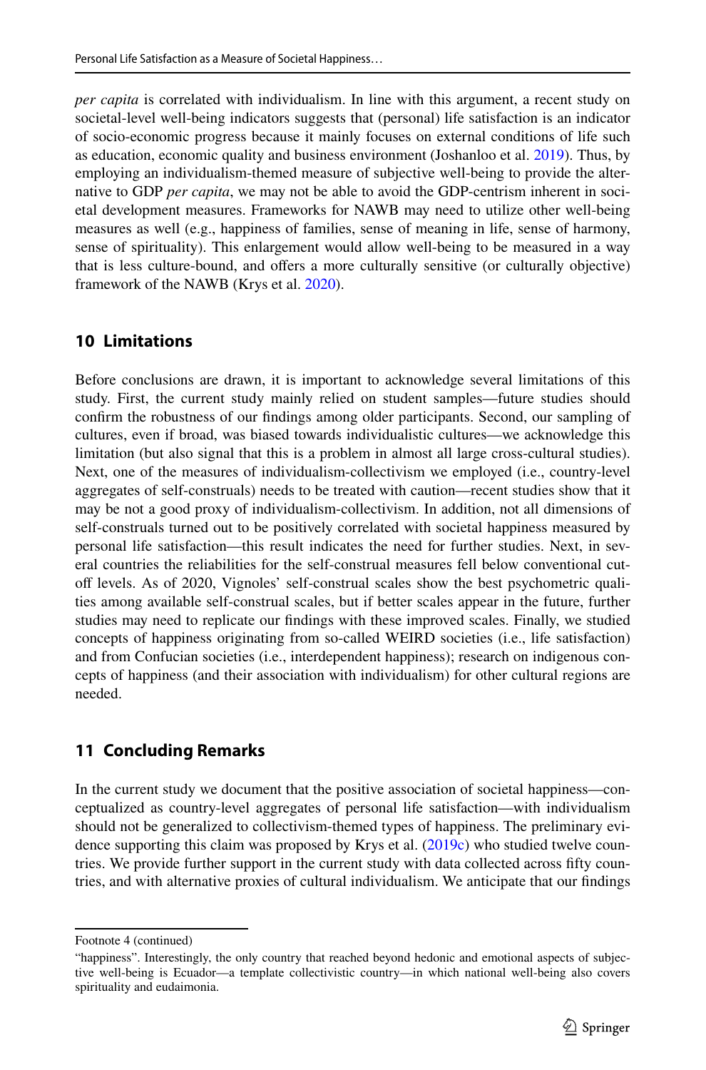*per capita* is correlated with individualism. In line with this argument, a recent study on societal-level well-being indicators suggests that (personal) life satisfaction is an indicator of socio-economic progress because it mainly focuses on external conditions of life such as education, economic quality and business environment (Joshanloo et al. 2019). Thus, by employing an individualism-themed measure of subjective well-being to provide the alternative to GDP *per capita*, we may not be able to avoid the GDP-centrism inherent in societal development measures. Frameworks for NAWB may need to utilize other well-being measures as well (e.g., happiness of families, sense of meaning in life, sense of harmony, sense of spirituality). This enlargement would allow well-being to be measured in a way that is less culture-bound, and offers a more culturally sensitive (or culturally objective) framework of the NAWB (Krys et al. 2020).

## 10 Limitations

Before conclusions are drawn, it is important to acknowledge several limitations of this study. First, the current study mainly relied on student samples—future studies should confirm the robustness of our findings among older participants. Second, our sampling of cultures, even if broad, was biased towards individualistic cultures—we acknowledge this limitation (but also signal that this is a problem in almost all large cross-cultural studies). Next, one of the measures of individualism-collectivism we employed (i.e., country-level aggregates of self-construals) needs to be treated with caution—recent studies show that it may be not a good proxy of individualism-collectivism. In addition, not all dimensions of self-construals turned out to be positively correlated with societal happiness measured by personal life satisfaction—this result indicates the need for further studies. Next, in several countries the reliabilities for the self-construal measures fell below conventional cut-off levels. As of 2020, Vignoles' self-construal scales show the best psychometric qualities among available self-construal scales, but if better scales appear in the future, further studies may need to replicate our findings with these improved scales. Finally, we studied concepts of happiness originating from so-called WEIRD societies (i.e., life satisfaction) and from Confucian societies (i.e., interdependent happiness); research on indigenous concepts of happiness (and their association with individualism) for other cultural regions are needed.

## 11 Concluding Remarks

In the current study we document that the positive association of societal happiness—conceptualized as country-level aggregates of personal life satisfaction—with individualism should not be generalized to collectivism-themed types of happiness. The preliminary evidence supporting this claim was proposed by Krys et al. (2019c) who studied twelve countries. We provide further support in the current study with data collected across fifty countries, and with alternative proxies of cultural individualism. We anticipate that our findings

Footnote 4 (continued)

"happiness". Interestingly, the only country that reached beyond hedonic and emotional aspects of subjective well-being is Ecuador—a template collectivistic country—in which national well-being also covers spirituality and eudaimonia.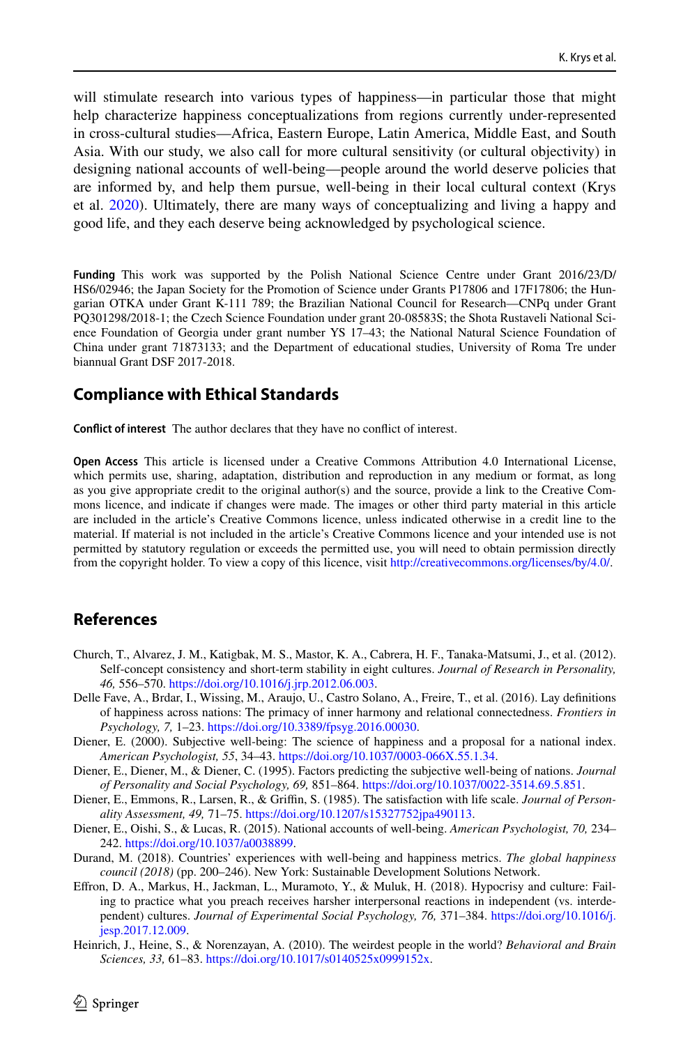will stimulate research into various types of happiness—in particular those that might help characterize happiness conceptualizations from regions currently under-represented in cross-cultural studies—Africa, Eastern Europe, Latin America, Middle East, and South Asia. With our study, we also call for more cultural sensitivity (or cultural objectivity) in designing national accounts of well-being—people around the world deserve policies that are informed by, and help them pursue, well-being in their local cultural context (Krys et al. 2020). Ultimately, there are many ways of conceptualizing and living a happy and good life, and they each deserve being acknowledged by psychological science.

**Funding** This work was supported by the Polish National Science Centre under Grant 2016/23/D/HS6/02946; the Japan Society for the Promotion of Science under Grants P17806 and 17F17806; the Hungarian OTKA under Grant K-111 789; the Brazilian National Council for Research—CNPq under Grant PQ301298/2018-1; the Czech Science Foundation under grant 20-08583S; the Shota Rustaveli National Science Foundation of Georgia under grant number YS 17–43; the National Natural Science Foundation of China under grant 71873133; and the Department of educational studies, University of Roma Tre under biannual Grant DSF 2017-2018.

## Compliance with Ethical Standards

**Conflict of interest** The author declares that they have no conflict of interest.

**Open Access** This article is licensed under a Creative Commons Attribution 4.0 International License, which permits use, sharing, adaptation, distribution and reproduction in any medium or format, as long as you give appropriate credit to the original author(s) and the source, provide a link to the Creative Commons licence, and indicate if changes were made. The images or other third party material in this article are included in the article's Creative Commons licence, unless indicated otherwise in a credit line to the material. If material is not included in the article's Creative Commons licence and your intended use is not permitted by statutory regulation or exceeds the permitted use, you will need to obtain permission directly from the copyright holder. To view a copy of this licence, visit http://creativecommons.org/licenses/by/4.0/.

## References

Church, T., Alvarez, J. M., Katigbak, M. S., Mastor, K. A., Cabrera, H. F., Tanaka-Matsumi, J., et al. (2012). Self-concept consistency and short-term stability in eight cultures. *Journal of Research in Personality, 46,* 556–570. https://doi.org/10.1016/j.jrp.2012.06.003.

Delle Fave, A., Brdar, I., Wissing, M., Araujo, U., Castro Solano, A., Freire, T., et al. (2016). Lay definitions of happiness across nations: The primacy of inner harmony and relational connectedness. *Frontiers in Psychology, 7,* 1–23. https://doi.org/10.3389/fpsyg.2016.00030.

Diener, E. (2000). Subjective well-being: The science of happiness and a proposal for a national index. *American Psychologist, 55*, 34–43. https://doi.org/10.1037/0003-066X.55.1.34.

Diener, E., Diener, M., & Diener, C. (1995). Factors predicting the subjective well-being of nations. *Journal of Personality and Social Psychology, 69,* 851–864. https://doi.org/10.1037/0022-3514.69.5.851.

Diener, E., Emmons, R., Larsen, R., & Griffin, S. (1985). The satisfaction with life scale. *Journal of Personality Assessment, 49,* 71–75. https://doi.org/10.1207/s15327752jpa490113.

Diener, E., Oishi, S., & Lucas, R. (2015). National accounts of well-being. *American Psychologist, 70,* 234–242. https://doi.org/10.1037/a0038899.

Durand, M. (2018). Countries' experiences with well-being and happiness metrics. *The global happiness council (2018)* (pp. 200–246). New York: Sustainable Development Solutions Network.

Effron, D. A., Markus, H., Jackman, L., Muramoto, Y., & Muluk, H. (2018). Hypocrisy and culture: Failing to practice what you preach receives harsher interpersonal reactions in independent (vs. interdependent) cultures. *Journal of Experimental Social Psychology, 76,* 371–384. https://doi.org/10.1016/j.jesp.2017.12.009.

Heinrich, J., Heine, S., & Norenzayan, A. (2010). The weirdest people in the world? *Behavioral and Brain Sciences, 33,* 61–83. https://doi.org/10.1017/s0140525x0999152x.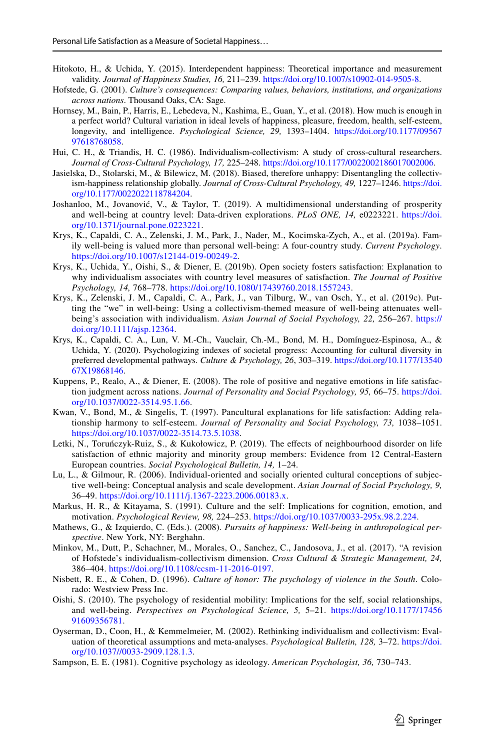Hitokoto, H., & Uchida, Y. (2015). Interdependent happiness: Theoretical importance and measurement validity. *Journal of Happiness Studies, 16,* 211–239. https://doi.org/10.1007/s10902-014-9505-8.

Hofstede, G. (2001). *Culture's consequences: Comparing values, behaviors, institutions, and organizations across nations*. Thousand Oaks, CA: Sage.

Hornsey, M., Bain, P., Harris, E., Lebedeva, N., Kashima, E., Guan, Y., et al. (2018). How much is enough in a perfect world? Cultural variation in ideal levels of happiness, pleasure, freedom, health, self-esteem, longevity, and intelligence. *Psychological Science, 29,* 1393–1404. https://doi.org/10.1177/0956797618768058.

Hui, C. H., & Triandis, H. C. (1986). Individualism-collectivism: A study of cross-cultural researchers. *Journal of Cross-Cultural Psychology, 17,* 225–248. https://doi.org/10.1177/0022002186017002006.

Jasielska, D., Stolarski, M., & Bilewicz, M. (2018). Biased, therefore unhappy: Disentangling the collectivism-happiness relationship globally. *Journal of Cross-Cultural Psychology, 49,* 1227–1246. https://doi.org/10.1177/0022022118784204.

Joshanloo, M., Jovanović, V., & Taylor, T. (2019). A multidimensional understanding of prosperity and well-being at country level: Data-driven explorations. *PLoS ONE, 14,* e0223221. https://doi.org/10.1371/journal.pone.0223221.

Krys, K., Capaldi, C. A., Zelenski, J. M., Park, J., Nader, M., Kocimska-Zych, A., et al. (2019a). Family well-being is valued more than personal well-being: A four-country study. *Current Psychology*. https://doi.org/10.1007/s12144-019-00249-2.

Krys, K., Uchida, Y., Oishi, S., & Diener, E. (2019b). Open society fosters satisfaction: Explanation to why individualism associates with country level measures of satisfaction. *The Journal of Positive Psychology, 14,* 768–778. https://doi.org/10.1080/17439760.2018.1557243.

Krys, K., Zelenski, J. M., Capaldi, C. A., Park, J., van Tilburg, W., van Osch, Y., et al. (2019c). Putting the "we" in well-being: Using a collectivism-themed measure of well-being attenuates well-being's association with individualism. *Asian Journal of Social Psychology, 22,* 256–267. https://doi.org/10.1111/ajsp.12364.

Krys, K., Capaldi, C. A., Lun, V. M.-Ch., Vauclair, Ch.-M., Bond, M. H., Domínguez-Espinosa, A., & Uchida, Y. (2020). Psychologizing indexes of societal progress: Accounting for cultural diversity in preferred developmental pathways. *Culture & Psychology, 26*, 303–319. https://doi.org/10.1177/1354067X19868146.

Kuppens, P., Realo, A., & Diener, E. (2008). The role of positive and negative emotions in life satisfaction judgment across nations. *Journal of Personality and Social Psychology, 95,* 66–75. https://doi.org/10.1037/0022-3514.95.1.66.

Kwan, V., Bond, M., & Singelis, T. (1997). Pancultural explanations for life satisfaction: Adding relationship harmony to self-esteem. *Journal of Personality and Social Psychology, 73,* 1038–1051. https://doi.org/10.1037/0022-3514.73.5.1038.

Letki, N., Toruńczyk-Ruiz, S., & Kukołowicz, P. (2019). The effects of neighbourhood disorder on life satisfaction of ethnic majority and minority group members: Evidence from 12 Central-Eastern European countries. *Social Psychological Bulletin, 14,* 1–24.

Lu, L., & Gilmour, R. (2006). Individual-oriented and socially oriented cultural conceptions of subjective well-being: Conceptual analysis and scale development. *Asian Journal of Social Psychology, 9,* 36–49. https://doi.org/10.1111/j.1367-2223.2006.00183.x.

Markus, H. R., & Kitayama, S. (1991). Culture and the self: Implications for cognition, emotion, and motivation. *Psychological Review, 98,* 224–253. https://doi.org/10.1037/0033-295x.98.2.224.

Mathews, G., & Izquierdo, C. (Eds.). (2008). *Pursuits of happiness: Well-being in anthropological perspective*. New York, NY: Berghahn.

Minkov, M., Dutt, P., Schachner, M., Morales, O., Sanchez, C., Jandosova, J., et al. (2017). "A revision of Hofstede's individualism-collectivism dimension. *Cross Cultural & Strategic Management, 24,* 386–404. https://doi.org/10.1108/ccsm-11-2016-0197.

Nisbett, R. E., & Cohen, D. (1996). *Culture of honor: The psychology of violence in the South*. Colorado: Westview Press Inc.

Oishi, S. (2010). The psychology of residential mobility: Implications for the self, social relationships, and well-being. *Perspectives on Psychological Science, 5,* 5–21. https://doi.org/10.1177/1745691609356781.

Oyserman, D., Coon, H., & Kemmelmeier, M. (2002). Rethinking individualism and collectivism: Evaluation of theoretical assumptions and meta-analyses. *Psychological Bulletin, 128,* 3–72. https://doi.org/10.1037//0033-2909.128.1.3.

Sampson, E. E. (1981). Cognitive psychology as ideology. *American Psychologist, 36,* 730–743.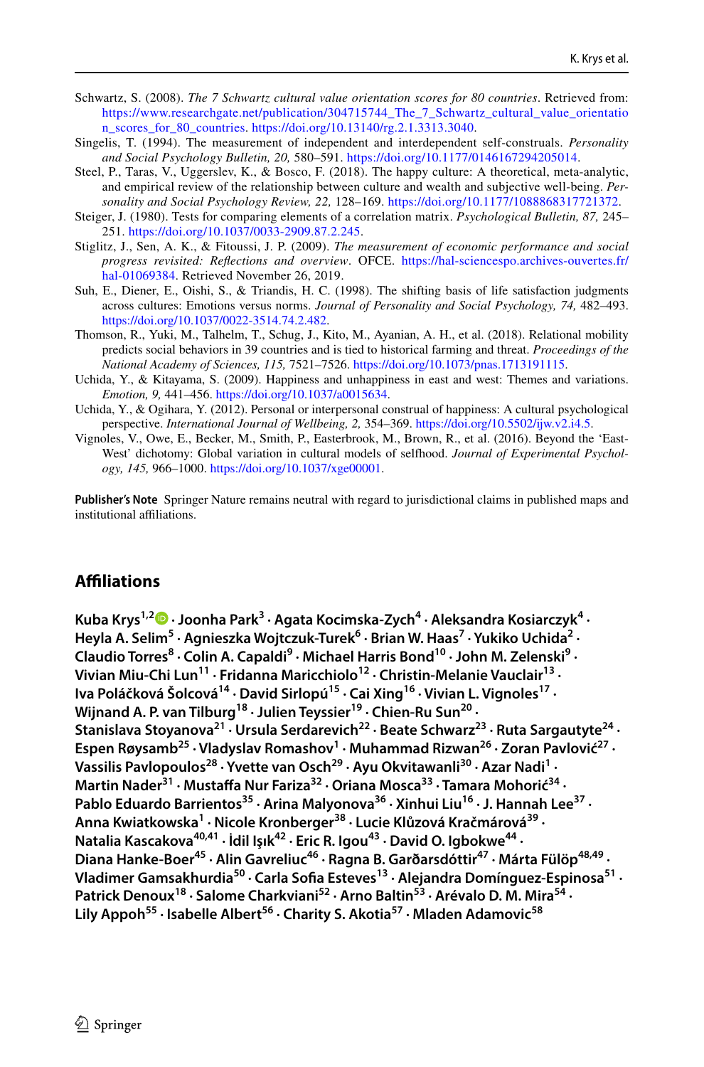Schwartz, S. (2008). *The 7 Schwartz cultural value orientation scores for 80 countries*. Retrieved from: https://www.researchgate.net/publication/304715744_The_7_Schwartz_cultural_value_orientation_scores_for_80_countries. https://doi.org/10.13140/rg.2.1.3313.3040.

Singelis, T. (1994). The measurement of independent and interdependent self-construals. *Personality and Social Psychology Bulletin, 20,* 580–591. https://doi.org/10.1177/0146167294205014.

Steel, P., Taras, V., Uggerslev, K., & Bosco, F. (2018). The happy culture: A theoretical, meta-analytic, and empirical review of the relationship between culture and wealth and subjective well-being. *Personality and Social Psychology Review, 22,* 128–169. https://doi.org/10.1177/1088868317721372.

Steiger, J. (1980). Tests for comparing elements of a correlation matrix. *Psychological Bulletin, 87,* 245–251. https://doi.org/10.1037/0033-2909.87.2.245.

Stiglitz, J., Sen, A. K., & Fitoussi, J. P. (2009). *The measurement of economic performance and social progress revisited: Reflections and overview*. OFCE. https://hal-sciencespo.archives-ouvertes.fr/hal-01069384. Retrieved November 26, 2019.

Suh, E., Diener, E., Oishi, S., & Triandis, H. C. (1998). The shifting basis of life satisfaction judgments across cultures: Emotions versus norms. *Journal of Personality and Social Psychology, 74,* 482–493. https://doi.org/10.1037/0022-3514.74.2.482.

Thomson, R., Yuki, M., Talhelm, T., Schug, J., Kito, M., Ayanian, A. H., et al. (2018). Relational mobility predicts social behaviors in 39 countries and is tied to historical farming and threat. *Proceedings of the National Academy of Sciences, 115,* 7521–7526. https://doi.org/10.1073/pnas.1713191115.

Uchida, Y., & Kitayama, S. (2009). Happiness and unhappiness in east and west: Themes and variations. *Emotion, 9,* 441–456. https://doi.org/10.1037/a0015634.

Uchida, Y., & Ogihara, Y. (2012). Personal or interpersonal construal of happiness: A cultural psychological perspective. *International Journal of Wellbeing, 2,* 354–369. https://doi.org/10.5502/ijw.v2.i4.5.

Vignoles, V., Owe, E., Becker, M., Smith, P., Easterbrook, M., Brown, R., et al. (2016). Beyond the 'East-West' dichotomy: Global variation in cultural models of selfhood. *Journal of Experimental Psychology, 145,* 966–1000. https://doi.org/10.1037/xge00001.

**Publisher's Note** Springer Nature remains neutral with regard to jurisdictional claims in published maps and institutional affiliations.

## Affiliations

**Kuba Krys[1,2] · Joonha Park[3] · Agata Kocimska-Zych[4] · Aleksandra Kosiarczyk[4] · Heyla A. Selim[5] · Agnieszka Wojtczuk-Turek[6] · Brian W. Haas[7] · Yukiko Uchida[2] · Claudio Torres[8] · Colin A. Capaldi[9] · Michael Harris Bond[10] · John M. Zelenski[9] · Vivian Miu-Chi Lun[11] · Fridanna Maricchiolo[12] · Christin-Melanie Vauclair[13] · Iva Poláčková Šolcová[14] · David Sirlopú[15] · Cai Xing[16] · Vivian L. Vignoles[17] · Wijnand A. P. van Tilburg[18] · Julien Teyssier[19] · Chien-Ru Sun[20] · Stanislava Stoyanova[21] · Ursula Serdarevich[22] · Beate Schwarz[23] · Ruta Sargautyte[24] · Espen Røysamb[25] · Vladyslav Romashov[1] · Muhammad Rizwan[26] · Zoran Pavlović[27] · Vassilis Pavlopoulos[28] · Yvette van Osch[29] · Ayu Okvitawanli[30] · Azar Nadi[1] · Martin Nader[31] · Mustaffa Nur Fariza[32] · Oriana Mosca[33] · Tamara Mohorić[34] · Pablo Eduardo Barrientos[35] · Arina Malyonova[36] · Xinhui Liu[16] · J. Hannah Lee[37] · Anna Kwiatkowska[1] · Nicole Kronberger[38] · Lucie Klůzová Kračmárová[39] · Natalia Kascakova[40,41] · İdil Işık[42] · Eric R. Igou[43] · David O. Igbokwe[44] · Diana Hanke-Boer[45] · Alin Gavreliuc[46] · Ragna B. Garðarsdóttir[47] · Márta Fülöp[48,49] · Vladimer Gamsakhurdia[50] · Carla Sofia Esteves[13] · Alejandra Domínguez-Espinosa[51] · Patrick Denoux[18] · Salome Charkviani[52] · Arno Baltin[53] · Arévalo D. M. Mira[54] · Lily Appoh[55] · Isabelle Albert[56] · Charity S. Akotia[57] · Mladen Adamovic[58]**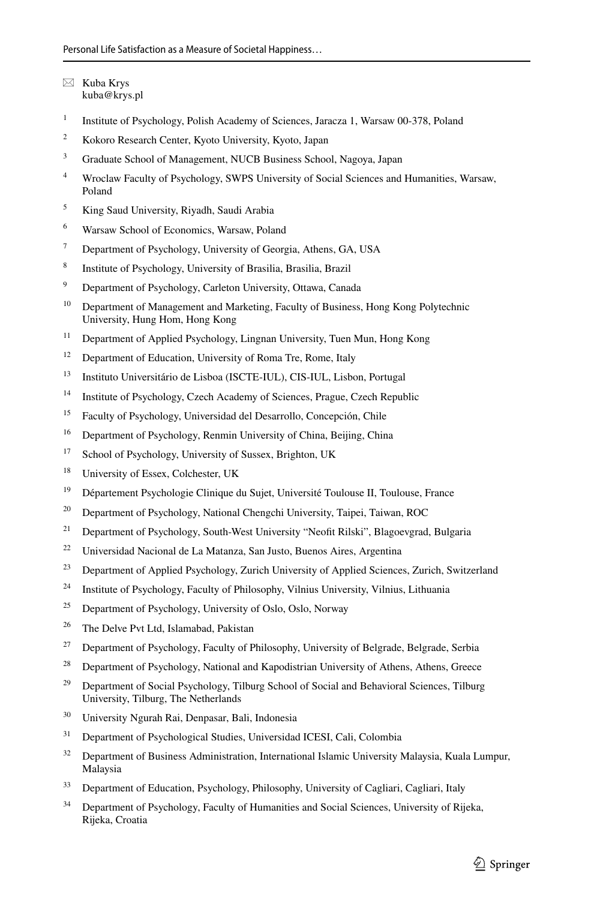✉ Kuba Krys
kuba@krys.pl

[1] Institute of Psychology, Polish Academy of Sciences, Jaracza 1, Warsaw 00-378, Poland

[2] Kokoro Research Center, Kyoto University, Kyoto, Japan

[3] Graduate School of Management, NUCB Business School, Nagoya, Japan

[4] Wroclaw Faculty of Psychology, SWPS University of Social Sciences and Humanities, Warsaw, Poland

[5] King Saud University, Riyadh, Saudi Arabia

[6] Warsaw School of Economics, Warsaw, Poland

[7] Department of Psychology, University of Georgia, Athens, GA, USA

[8] Institute of Psychology, University of Brasilia, Brasilia, Brazil

[9] Department of Psychology, Carleton University, Ottawa, Canada

[10] Department of Management and Marketing, Faculty of Business, Hong Kong Polytechnic University, Hung Hom, Hong Kong

[11] Department of Applied Psychology, Lingnan University, Tuen Mun, Hong Kong

[12] Department of Education, University of Roma Tre, Rome, Italy

[13] Instituto Universitário de Lisboa (ISCTE-IUL), CIS-IUL, Lisbon, Portugal

[14] Institute of Psychology, Czech Academy of Sciences, Prague, Czech Republic

[15] Faculty of Psychology, Universidad del Desarrollo, Concepción, Chile

[16] Department of Psychology, Renmin University of China, Beijing, China

[17] School of Psychology, University of Sussex, Brighton, UK

[18] University of Essex, Colchester, UK

[19] Département Psychologie Clinique du Sujet, Université Toulouse II, Toulouse, France

[20] Department of Psychology, National Chengchi University, Taipei, Taiwan, ROC

[21] Department of Psychology, South-West University "Neofit Rilski", Blagoevgrad, Bulgaria

[22] Universidad Nacional de La Matanza, San Justo, Buenos Aires, Argentina

[23] Department of Applied Psychology, Zurich University of Applied Sciences, Zurich, Switzerland

[24] Institute of Psychology, Faculty of Philosophy, Vilnius University, Vilnius, Lithuania

[25] Department of Psychology, University of Oslo, Oslo, Norway

[26] The Delve Pvt Ltd, Islamabad, Pakistan

[27] Department of Psychology, Faculty of Philosophy, University of Belgrade, Belgrade, Serbia

[28] Department of Psychology, National and Kapodistrian University of Athens, Athens, Greece

[29] Department of Social Psychology, Tilburg School of Social and Behavioral Sciences, Tilburg University, Tilburg, The Netherlands

[30] University Ngurah Rai, Denpasar, Bali, Indonesia

[31] Department of Psychological Studies, Universidad ICESI, Cali, Colombia

[32] Department of Business Administration, International Islamic University Malaysia, Kuala Lumpur, Malaysia

[33] Department of Education, Psychology, Philosophy, University of Cagliari, Cagliari, Italy

[34] Department of Psychology, Faculty of Humanities and Social Sciences, University of Rijeka, Rijeka, Croatia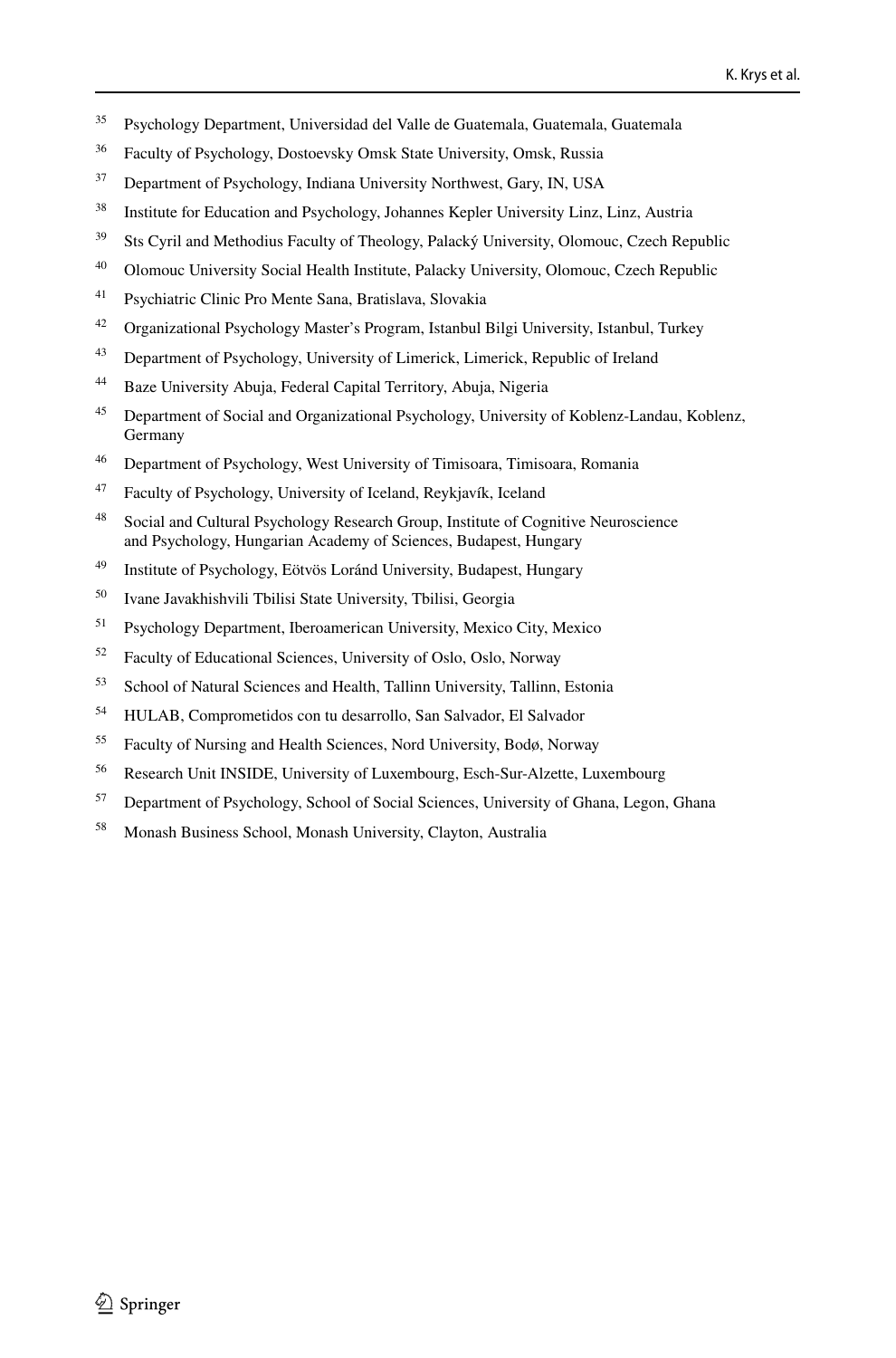[35] Psychology Department, Universidad del Valle de Guatemala, Guatemala, Guatemala

[36] Faculty of Psychology, Dostoevsky Omsk State University, Omsk, Russia

[37] Department of Psychology, Indiana University Northwest, Gary, IN, USA

[38] Institute for Education and Psychology, Johannes Kepler University Linz, Linz, Austria

[39] Sts Cyril and Methodius Faculty of Theology, Palacký University, Olomouc, Czech Republic

[40] Olomouc University Social Health Institute, Palacky University, Olomouc, Czech Republic

[41] Psychiatric Clinic Pro Mente Sana, Bratislava, Slovakia

[42] Organizational Psychology Master's Program, Istanbul Bilgi University, Istanbul, Turkey

[43] Department of Psychology, University of Limerick, Limerick, Republic of Ireland

[44] Baze University Abuja, Federal Capital Territory, Abuja, Nigeria

[45] Department of Social and Organizational Psychology, University of Koblenz-Landau, Koblenz, Germany

[46] Department of Psychology, West University of Timisoara, Timisoara, Romania

[47] Faculty of Psychology, University of Iceland, Reykjavík, Iceland

[48] Social and Cultural Psychology Research Group, Institute of Cognitive Neuroscience and Psychology, Hungarian Academy of Sciences, Budapest, Hungary

[49] Institute of Psychology, Eötvös Loránd University, Budapest, Hungary

[50] Ivane Javakhishvili Tbilisi State University, Tbilisi, Georgia

[51] Psychology Department, Iberoamerican University, Mexico City, Mexico

[52] Faculty of Educational Sciences, University of Oslo, Oslo, Norway

[53] School of Natural Sciences and Health, Tallinn University, Tallinn, Estonia

[54] HULAB, Comprometidos con tu desarrollo, San Salvador, El Salvador

[55] Faculty of Nursing and Health Sciences, Nord University, Bodø, Norway

[56] Research Unit INSIDE, University of Luxembourg, Esch-Sur-Alzette, Luxembourg

[57] Department of Psychology, School of Social Sciences, University of Ghana, Legon, Ghana

[58] Monash Business School, Monash University, Clayton, Australia